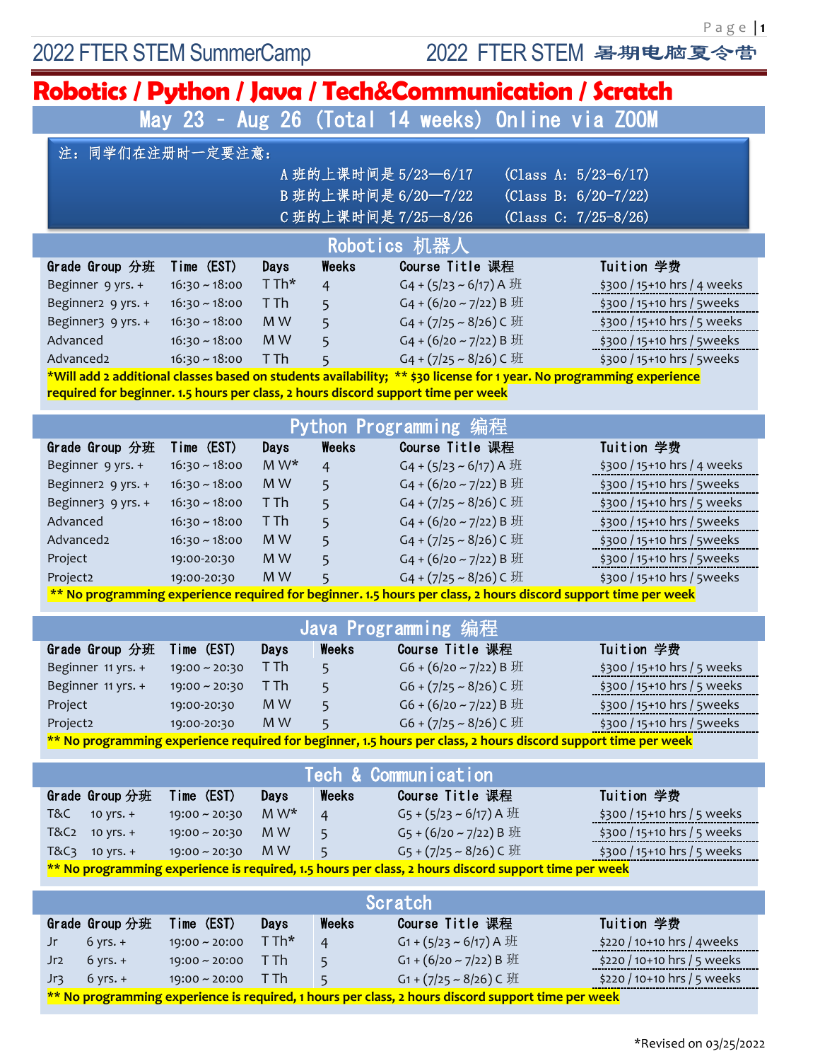# 2022 FTER STEM SummerCamp — 2022 FTER STEM 暑期电脑夏令营

# Robotics / Python / Java / Tech&Communication / Scratch

## May 23 – Aug 26 (Total 14 weeks) Online via ZOOM

注：同学们在注册时一定要注意：

A 班的上课时间是 5/23—6/17　(Class A: 5/23-6/17)
B 班的上课时间是 6/20—7/22　(Class B: 6/20-7/22)
C 班的上课时间是 7/25—8/26　(Class C: 7/25-8/26)

## Robotics 机器人

| Grade Group 分班 | Time (EST) | Days | Weeks | Course Title 课程 | Tuition 学费 |
|---|---|---|---|---|---|
| Beginner 9 yrs. + | 16:30 ~ 18:00 | T Th* | 4 | G4 + (5/23 ~ 6/17) A 班 | $300 / 15+10 hrs / 4 weeks |
| Beginner2 9 yrs. + | 16:30 ~ 18:00 | T Th | 5 | G4 + (6/20 ~ 7/22) B 班 | $300 / 15+10 hrs / 5weeks |
| Beginner3 9 yrs. + | 16:30 ~ 18:00 | M W | 5 | G4 + (7/25 ~ 8/26) C 班 | $300 / 15+10 hrs / 5 weeks |
| Advanced | 16:30 ~ 18:00 | M W | 5 | G4 + (6/20 ~ 7/22) B 班 | $300 / 15+10 hrs / 5weeks |
| Advanced2 | 16:30 ~ 18:00 | T Th | 5 | G4 + (7/25 ~ 8/26) C 班 | $300 / 15+10 hrs / 5weeks |

*Will add 2 additional classes based on students availability; ** $30 license for 1 year. No programming experience required for beginner. 1.5 hours per class, 2 hours discord support time per week

## Python Programming 编程

| Grade Group 分班 | Time (EST) | Days | Weeks | Course Title 课程 | Tuition 学费 |
|---|---|---|---|---|---|
| Beginner 9 yrs. + | 16:30 ~ 18:00 | M W* | 4 | G4 + (5/23 ~ 6/17) A 班 | $300 / 15+10 hrs / 4 weeks |
| Beginner2 9 yrs. + | 16:30 ~ 18:00 | M W | 5 | G4 + (6/20 ~ 7/22) B 班 | $300 / 15+10 hrs / 5weeks |
| Beginner3 9 yrs. + | 16:30 ~ 18:00 | T Th | 5 | G4 + (7/25 ~ 8/26) C 班 | $300 / 15+10 hrs / 5 weeks |
| Advanced | 16:30 ~ 18:00 | T Th | 5 | G4 + (6/20 ~ 7/22) B 班 | $300 / 15+10 hrs / 5weeks |
| Advanced2 | 16:30 ~ 18:00 | M W | 5 | G4 + (7/25 ~ 8/26) C 班 | $300 / 15+10 hrs / 5weeks |
| Project | 19:00-20:30 | M W | 5 | G4 + (6/20 ~ 7/22) B 班 | $300 / 15+10 hrs / 5weeks |
| Project2 | 19:00-20:30 | M W | 5 | G4 + (7/25 ~ 8/26) C 班 | $300 / 15+10 hrs / 5weeks |

** No programming experience required for beginner. 1.5 hours per class, 2 hours discord support time per week

## Java Programming 编程

| Grade Group 分班 | Time (EST) | Days | Weeks | Course Title 课程 | Tuition 学费 |
|---|---|---|---|---|---|
| Beginner 11 yrs. + | 19:00 ~ 20:30 | T Th | 5 | G6 + (6/20 ~ 7/22) B 班 | $300 / 15+10 hrs / 5 weeks |
| Beginner 11 yrs. + | 19:00 ~ 20:30 | T Th | 5 | G6 + (7/25 ~ 8/26) C 班 | $300 / 15+10 hrs / 5 weeks |
| Project | 19:00-20:30 | M W | 5 | G6 + (6/20 ~ 7/22) B 班 | $300 / 15+10 hrs / 5weeks |
| Project2 | 19:00-20:30 | M W | 5 | G6 + (7/25 ~ 8/26) C 班 | $300 / 15+10 hrs / 5weeks |

** No programming experience required for beginner, 1.5 hours per class, 2 hours discord support time per week

## Tech & Communication

| Grade Group 分班 | Time (EST) | Days | Weeks | Course Title 课程 | Tuition 学费 |
|---|---|---|---|---|---|
| T&C 10 yrs. + | 19:00 ~ 20:30 | M W* | 4 | G5 + (5/23 ~ 6/17) A 班 | $300 / 15+10 hrs / 5 weeks |
| T&C2 10 yrs. + | 19:00 ~ 20:30 | M W | 5 | G5 + (6/20 ~ 7/22) B 班 | $300 / 15+10 hrs / 5 weeks |
| T&C3 10 yrs. + | 19:00 ~ 20:30 | M W | 5 | G5 + (7/25 ~ 8/26) C 班 | $300 / 15+10 hrs / 5 weeks |

** No programming experience is required, 1.5 hours per class, 2 hours discord support time per week

## Scratch

| Grade Group 分班 | Time (EST) | Days | Weeks | Course Title 课程 | Tuition 学费 |
|---|---|---|---|---|---|
| Jr 6 yrs. + | 19:00 ~ 20:00 | T Th* | 4 | G1 + (5/23 ~ 6/17) A 班 | $220 / 10+10 hrs / 4weeks |
| Jr2 6 yrs. + | 19:00 ~ 20:00 | T Th | 5 | G1 + (6/20 ~ 7/22) B 班 | $220 / 10+10 hrs / 5 weeks |
| Jr3 6 yrs. + | 19:00 ~ 20:00 | T Th | 5 | G1 + (7/25 ~ 8/26) C 班 | $220 / 10+10 hrs / 5 weeks |

** No programming experience is required, 1 hours per class, 2 hours discord support time per week

*Revised on 03/25/2022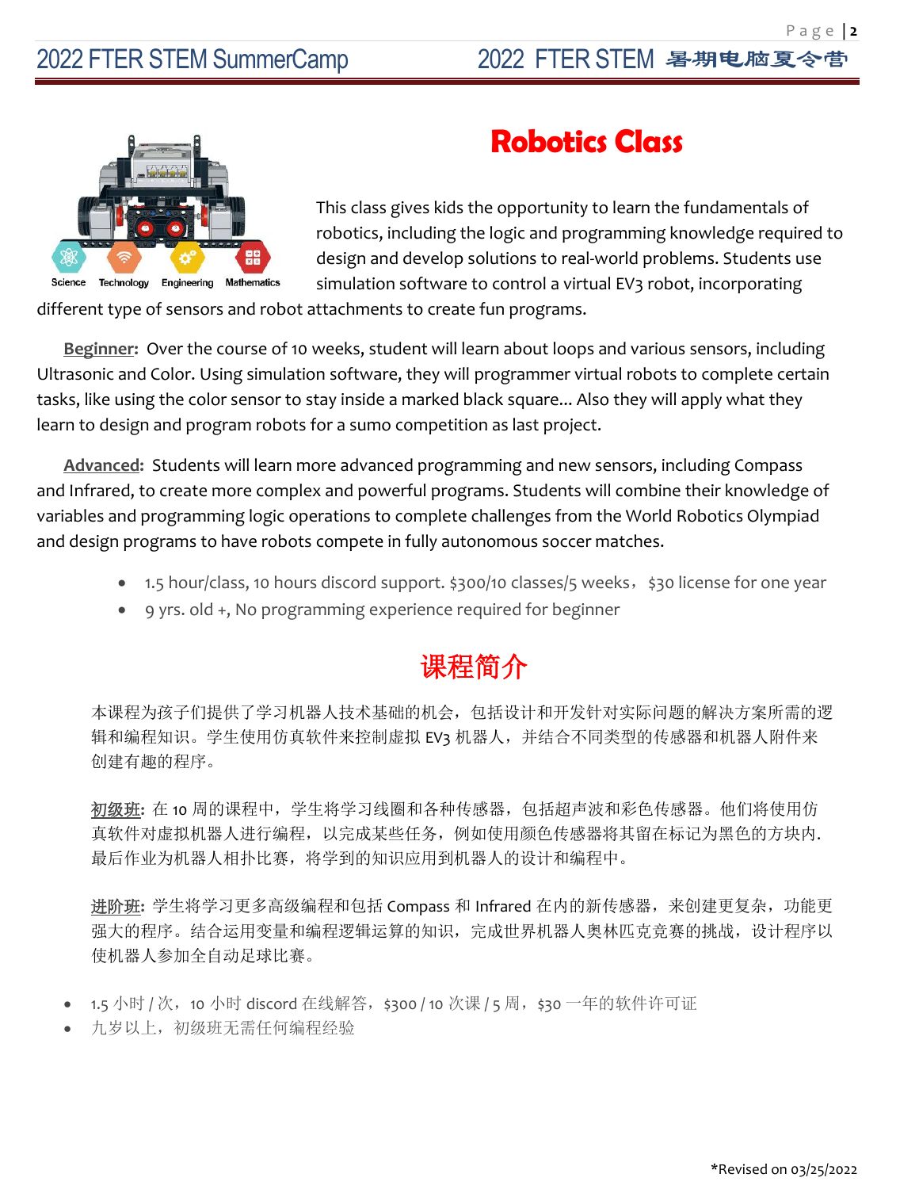# Robotics Class

This class gives kids the opportunity to learn the fundamentals of robotics, including the logic and programming knowledge required to design and develop solutions to real-world problems. Students use simulation software to control a virtual EV3 robot, incorporating different type of sensors and robot attachments to create fun programs.

**Beginner:** Over the course of 10 weeks, student will learn about loops and various sensors, including Ultrasonic and Color. Using simulation software, they will programmer virtual robots to complete certain tasks, like using the color sensor to stay inside a marked black square... Also they will apply what they learn to design and program robots for a sumo competition as last project.

**Advanced:** Students will learn more advanced programming and new sensors, including Compass and Infrared, to create more complex and powerful programs. Students will combine their knowledge of variables and programming logic operations to complete challenges from the World Robotics Olympiad and design programs to have robots compete in fully autonomous soccer matches.

- 1.5 hour/class, 10 hours discord support. $300/10 classes/5 weeks，$30 license for one year
- 9 yrs. old +, No programming experience required for beginner

# 课程简介

本课程为孩子们提供了学习机器人技术基础的机会，包括设计和开发针对实际问题的解决方案所需的逻辑和编程知识。学生使用仿真软件来控制虚拟 EV3 机器人，并结合不同类型的传感器和机器人附件来创建有趣的程序。

**初级班:** 在 10 周的课程中，学生将学习线圈和各种传感器，包括超声波和彩色传感器。他们将使用仿真软件对虚拟机器人进行编程，以完成某些任务，例如使用颜色传感器将其留在标记为黑色的方块内. 最后作业为机器人相扑比赛，将学到的知识应用到机器人的设计和编程中。

**进阶班:** 学生将学习更多高级编程和包括 Compass 和 Infrared 在内的新传感器，来创建更复杂，功能更强大的程序。结合运用变量和编程逻辑运算的知识，完成世界机器人奥林匹克竞赛的挑战，设计程序以使机器人参加全自动足球比赛。

- 1.5 小时 / 次，10 小时 discord 在线解答，$300 / 10 次课 / 5 周，$30 一年的软件许可证
- 九岁以上，初级班无需任何编程经验

*Revised on 03/25/2022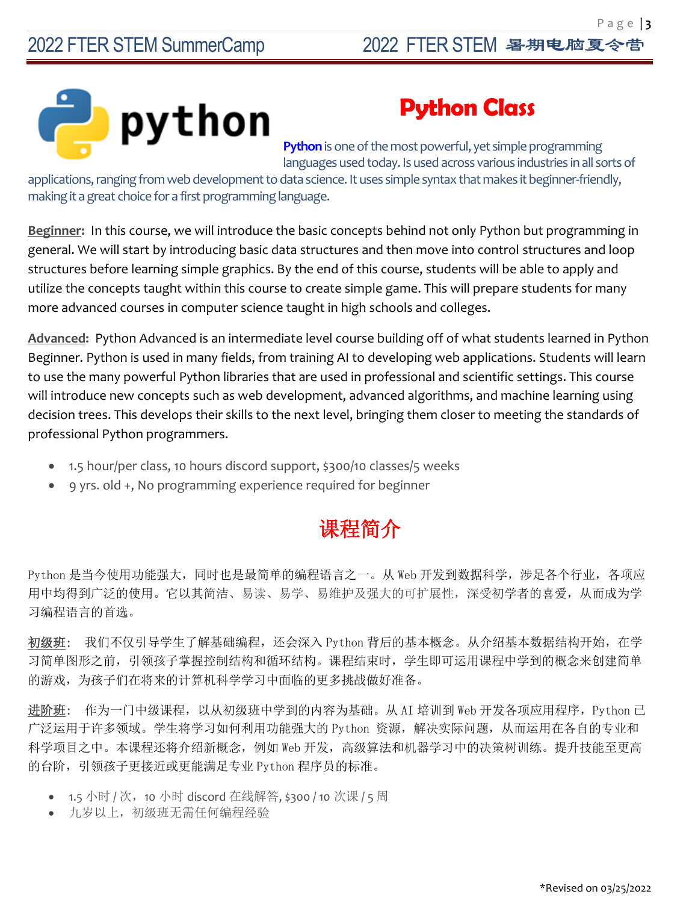python

# Python Class

**Python** is one of the most powerful, yet simple programming languages used today. Is used across various industries in all sorts of applications, ranging from web development to data science. It uses simple syntax that makes it beginner-friendly, making it a great choice for a first programming language.

**Beginner:** In this course, we will introduce the basic concepts behind not only Python but programming in general. We will start by introducing basic data structures and then move into control structures and loop structures before learning simple graphics. By the end of this course, students will be able to apply and utilize the concepts taught within this course to create simple game. This will prepare students for many more advanced courses in computer science taught in high schools and colleges.

**Advanced:** Python Advanced is an intermediate level course building off of what students learned in Python Beginner. Python is used in many fields, from training AI to developing web applications. Students will learn to use the many powerful Python libraries that are used in professional and scientific settings. This course will introduce new concepts such as web development, advanced algorithms, and machine learning using decision trees. This develops their skills to the next level, bringing them closer to meeting the standards of professional Python programmers.

- 1.5 hour/per class, 10 hours discord support, $300/10 classes/5 weeks
- 9 yrs. old +, No programming experience required for beginner

## 课程简介

Python 是当今使用功能强大，同时也是最简单的编程语言之一。从 Web 开发到数据科学，涉足各个行业，各项应用中均得到广泛的使用。它以其简洁、易读、易学、易维护及强大的可扩展性，深受初学者的喜爱，从而成为学习编程语言的首选。

**初级班**： 我们不仅引导学生了解基础编程，还会深入 Python 背后的基本概念。从介绍基本数据结构开始，在学习简单图形之前，引领孩子掌握控制结构和循环结构。课程结束时，学生即可运用课程中学到的概念来创建简单的游戏，为孩子们在将来的计算机科学学习中面临的更多挑战做好准备。

**进阶班**： 作为一门中级课程，以从初级班中学到的内容为基础。从 AI 培训到 Web 开发各项应用程序，Python 已广泛运用于许多领域。学生将学习如何利用功能强大的 Python 资源，解决实际问题，从而运用在各自的专业和科学项目之中。本课程还将介绍新概念，例如 Web 开发，高级算法和机器学习中的决策树训练。提升技能至更高的台阶，引领孩子更接近或更能满足专业 Python 程序员的标准。

- 1.5 小时 / 次，10 小时 discord 在线解答, $300 / 10 次课 / 5 周
- 九岁以上，初级班无需任何编程经验

*Revised on 03/25/2022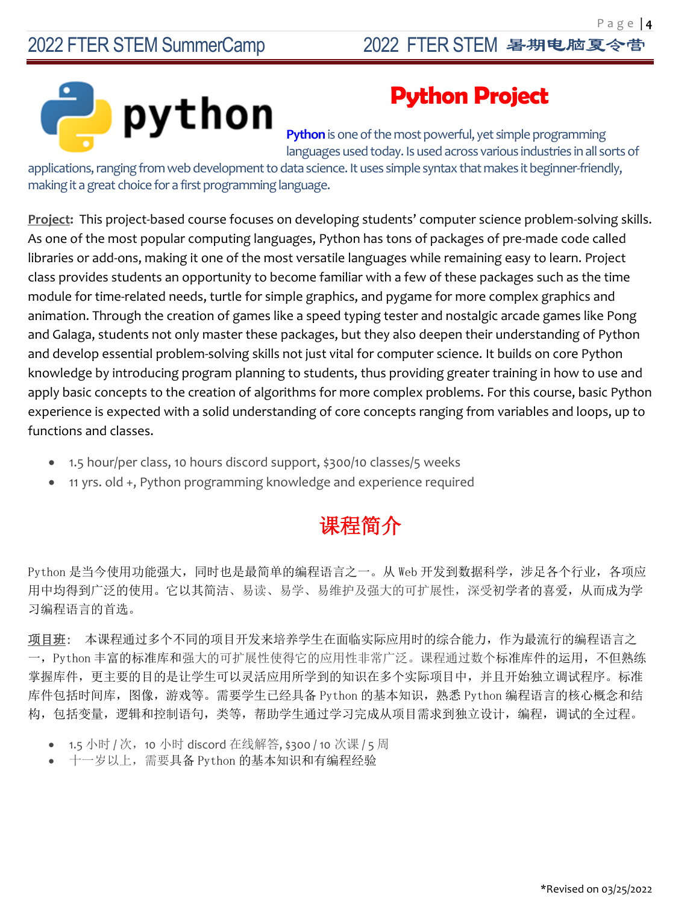# Python Project

**Python** is one of the most powerful, yet simple programming languages used today. Is used across various industries in all sorts of applications, ranging from web development to data science. It uses simple syntax that makes it beginner-friendly, making it a great choice for a first programming language.

**Project**: This project-based course focuses on developing students' computer science problem-solving skills. As one of the most popular computing languages, Python has tons of packages of pre-made code called libraries or add-ons, making it one of the most versatile languages while remaining easy to learn. Project class provides students an opportunity to become familiar with a few of these packages such as the time module for time-related needs, turtle for simple graphics, and pygame for more complex graphics and animation. Through the creation of games like a speed typing tester and nostalgic arcade games like Pong and Galaga, students not only master these packages, but they also deepen their understanding of Python and develop essential problem-solving skills not just vital for computer science. It builds on core Python knowledge by introducing program planning to students, thus providing greater training in how to use and apply basic concepts to the creation of algorithms for more complex problems. For this course, basic Python experience is expected with a solid understanding of core concepts ranging from variables and loops, up to functions and classes.

- 1.5 hour/per class, 10 hours discord support, $300/10 classes/5 weeks
- 11 yrs. old +, Python programming knowledge and experience required

## 课程简介

Python 是当今使用功能强大，同时也是最简单的编程语言之一。从 Web 开发到数据科学，涉足各个行业，各项应用中均得到广泛的使用。它以其简洁、易读、易学、易维护及强大的可扩展性，深受初学者的喜爱，从而成为学习编程语言的首选。

项目班： 本课程通过多个不同的项目开发来培养学生在面临实际应用时的综合能力，作为最流行的编程语言之一，Python 丰富的标准库和强大的可扩展性使得它的应用性非常广泛。课程通过数个标准库件的运用，不但熟练掌握库件，更主要的目的是让学生可以灵活应用所学到的知识在多个实际项目中，并且开始独立调试程序。标准库件包括时间库，图像，游戏等。需要学生已经具备 Python 的基本知识，熟悉 Python 编程语言的核心概念和结构，包括变量，逻辑和控制语句，类等，帮助学生通过学习完成从项目需求到独立设计，编程，调试的全过程。

- 1.5 小时 / 次，10 小时 discord 在线解答, $300 / 10 次课 / 5 周
- 十一岁以上，需要具备 Python 的基本知识和有编程经验

*Revised on 03/25/2022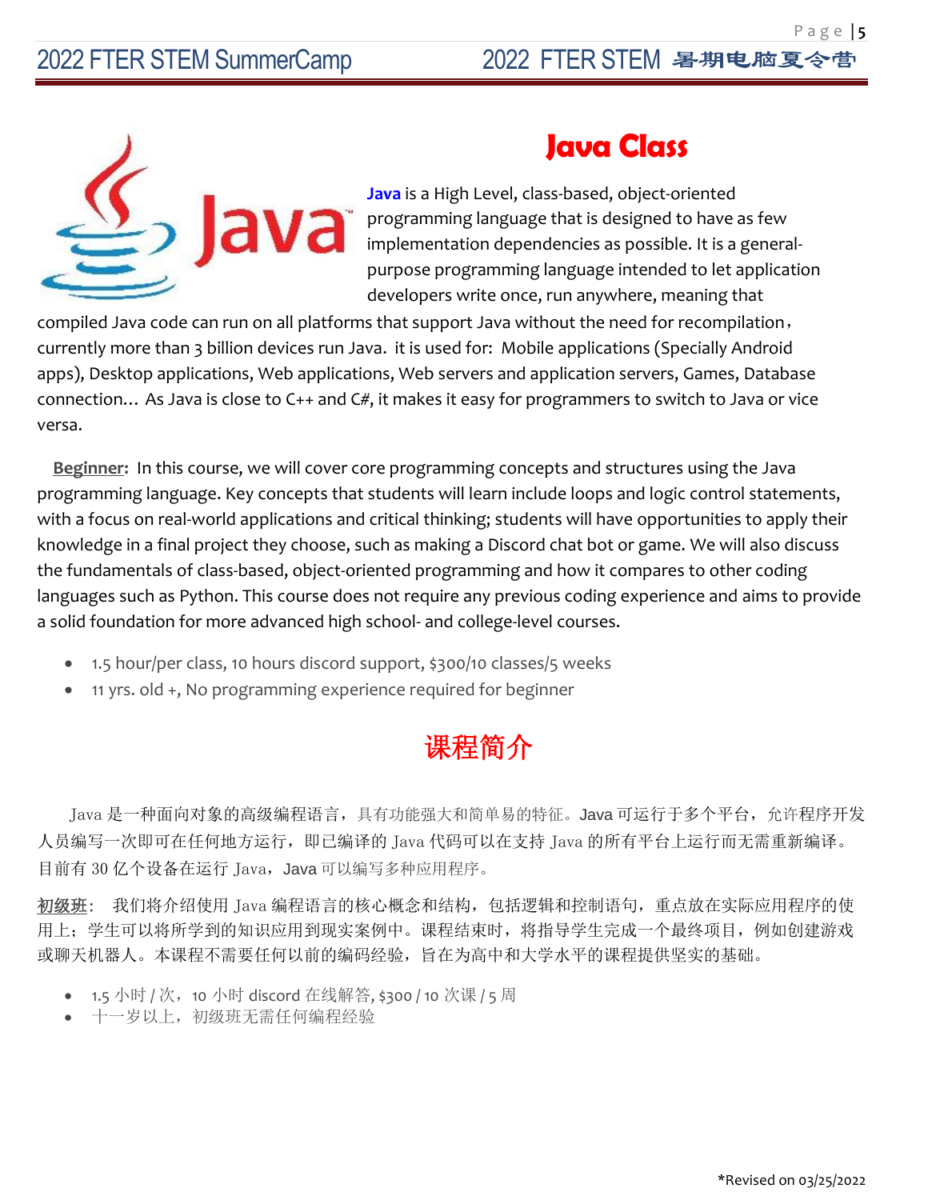# Java Class

**Java** is a High Level, class-based, object-oriented programming language that is designed to have as few implementation dependencies as possible. It is a general-purpose programming language intended to let application developers write once, run anywhere, meaning that compiled Java code can run on all platforms that support Java without the need for recompilation， currently more than 3 billion devices run Java. it is used for: Mobile applications (Specially Android apps), Desktop applications, Web applications, Web servers and application servers, Games, Database connection… As Java is close to C++ and C#, it makes it easy for programmers to switch to Java or vice versa.

**Beginner:** In this course, we will cover core programming concepts and structures using the Java programming language. Key concepts that students will learn include loops and logic control statements, with a focus on real-world applications and critical thinking; students will have opportunities to apply their knowledge in a final project they choose, such as making a Discord chat bot or game. We will also discuss the fundamentals of class-based, object-oriented programming and how it compares to other coding languages such as Python. This course does not require any previous coding experience and aims to provide a solid foundation for more advanced high school- and college-level courses.

- 1.5 hour/per class, 10 hours discord support, $300/10 classes/5 weeks
- 11 yrs. old +, No programming experience required for beginner

## 课程简介

Java 是一种面向对象的高级编程语言，具有功能强大和简单易的特征。Java 可运行于多个平台，允许程序开发人员编写一次即可在任何地方运行，即已编译的 Java 代码可以在支持 Java 的所有平台上运行而无需重新编译。目前有 30 亿个设备在运行 Java，Java 可以编写多种应用程序。

**初级班**： 我们将介绍使用 Java 编程语言的核心概念和结构，包括逻辑和控制语句，重点放在实际应用程序的使用上；学生可以将所学到的知识应用到现实案例中。课程结束时，将指导学生完成一个最终项目，例如创建游戏或聊天机器人。本课程不需要任何以前的编码经验，旨在为高中和大学水平的课程提供坚实的基础。

- 1.5 小时 / 次，10 小时 discord 在线解答, $300 / 10 次课 / 5 周
- 十一岁以上，初级班无需任何编程经验

*Revised on 03/25/2022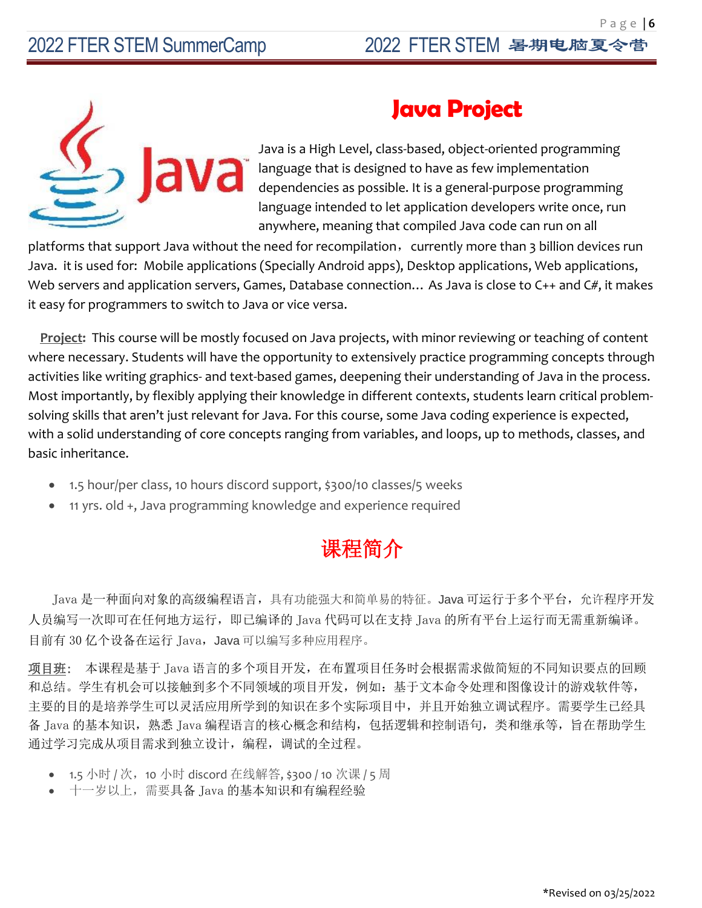# Java Project

Java is a High Level, class-based, object-oriented programming language that is designed to have as few implementation dependencies as possible. It is a general-purpose programming language intended to let application developers write once, run anywhere, meaning that compiled Java code can run on all platforms that support Java without the need for recompilation， currently more than 3 billion devices run Java. it is used for: Mobile applications (Specially Android apps), Desktop applications, Web applications, Web servers and application servers, Games, Database connection… As Java is close to C++ and C#, it makes it easy for programmers to switch to Java or vice versa.

**Project:** This course will be mostly focused on Java projects, with minor reviewing or teaching of content where necessary. Students will have the opportunity to extensively practice programming concepts through activities like writing graphics- and text-based games, deepening their understanding of Java in the process. Most importantly, by flexibly applying their knowledge in different contexts, students learn critical problem-solving skills that aren't just relevant for Java. For this course, some Java coding experience is expected, with a solid understanding of core concepts ranging from variables, and loops, up to methods, classes, and basic inheritance.

- 1.5 hour/per class, 10 hours discord support, $300/10 classes/5 weeks
- 11 yrs. old +, Java programming knowledge and experience required

# 课程简介

Java 是一种面向对象的高级编程语言，具有功能强大和简单易的特征。Java 可运行于多个平台，允许程序开发人员编写一次即可在任何地方运行，即已编译的 Java 代码可以在支持 Java 的所有平台上运行而无需重新编译。目前有 30 亿个设备在运行 Java，Java 可以编写多种应用程序。

**项目班**：本课程是基于 Java 语言的多个项目开发，在布置项目任务时会根据需求做简短的不同知识要点的回顾和总结。学生有机会可以接触到多个不同领域的项目开发，例如：基于文本命令处理和图像设计的游戏软件等，主要的目的是培养学生可以灵活应用所学到的知识在多个实际项目中，并且开始独立调试程序。需要学生已经具备 Java 的基本知识，熟悉 Java 编程语言的核心概念和结构，包括逻辑和控制语句，类和继承等，旨在帮助学生通过学习完成从项目需求到独立设计，编程，调试的全过程。

- 1.5 小时 / 次，10 小时 discord 在线解答, $300 / 10 次课 / 5 周
- 十一岁以上，需要具备 Java 的基本知识和有编程经验

*Revised on 03/25/2022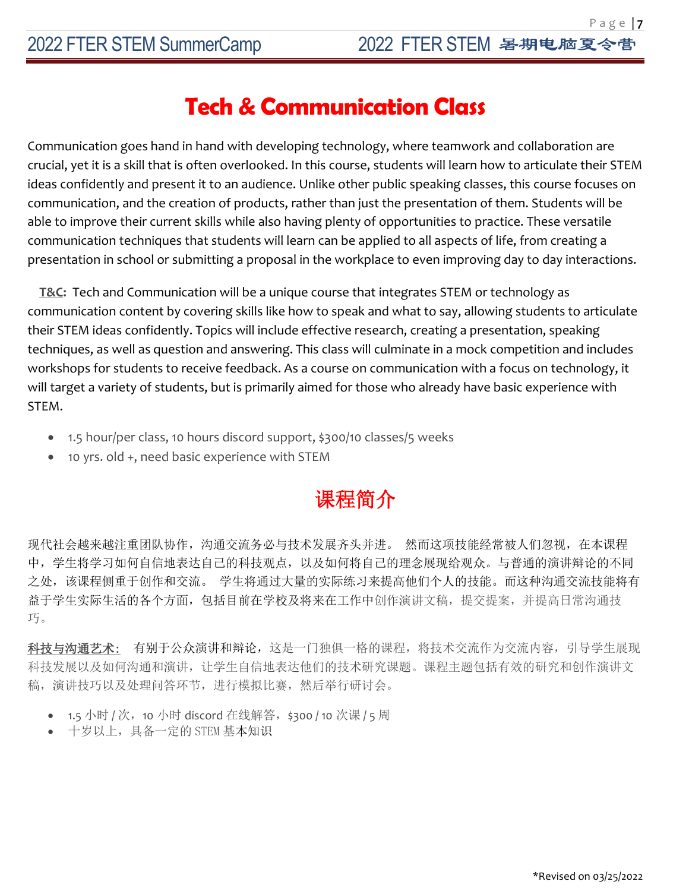# Tech & Communication Class

Communication goes hand in hand with developing technology, where teamwork and collaboration are crucial, yet it is a skill that is often overlooked. In this course, students will learn how to articulate their STEM ideas confidently and present it to an audience. Unlike other public speaking classes, this course focuses on communication, and the creation of products, rather than just the presentation of them. Students will be able to improve their current skills while also having plenty of opportunities to practice. These versatile communication techniques that students will learn can be applied to all aspects of life, from creating a presentation in school or submitting a proposal in the workplace to even improving day to day interactions.

**T&C:** Tech and Communication will be a unique course that integrates STEM or technology as communication content by covering skills like how to speak and what to say, allowing students to articulate their STEM ideas confidently. Topics will include effective research, creating a presentation, speaking techniques, as well as question and answering. This class will culminate in a mock competition and includes workshops for students to receive feedback. As a course on communication with a focus on technology, it will target a variety of students, but is primarily aimed for those who already have basic experience with STEM.

- 1.5 hour/per class, 10 hours discord support, $300/10 classes/5 weeks
- 10 yrs. old +, need basic experience with STEM

# 课程简介

现代社会越来越注重团队协作，沟通交流务必与技术发展齐头并进。 然而这项技能经常被人们忽视，在本课程中，学生将学习如何自信地表达自己的科技观点，以及如何将自己的理念展现给观众。与普通的演讲辩论的不同之处，该课程侧重于创作和交流。 学生将通过大量的实际练习来提高他们个人的技能。而这种沟通交流技能将有益于学生实际生活的各个方面，包括目前在学校及将来在工作中创作演讲文稿，提交提案，并提高日常沟通技巧。

**科技与沟通艺术：** 有别于公众演讲和辩论，这是一门独俱一格的课程，将技术交流作为交流内容，引导学生展现科技发展以及如何沟通和演讲，让学生自信地表达他们的技术研究课题。课程主题包括有效的研究和创作演讲文稿，演讲技巧以及处理问答环节，进行模拟比赛，然后举行研讨会。

- 1.5 小时 / 次，10 小时 discord 在线解答，$300 / 10 次课 / 5 周
- 十岁以上，具备一定的 STEM 基本知识

*Revised on 03/25/2022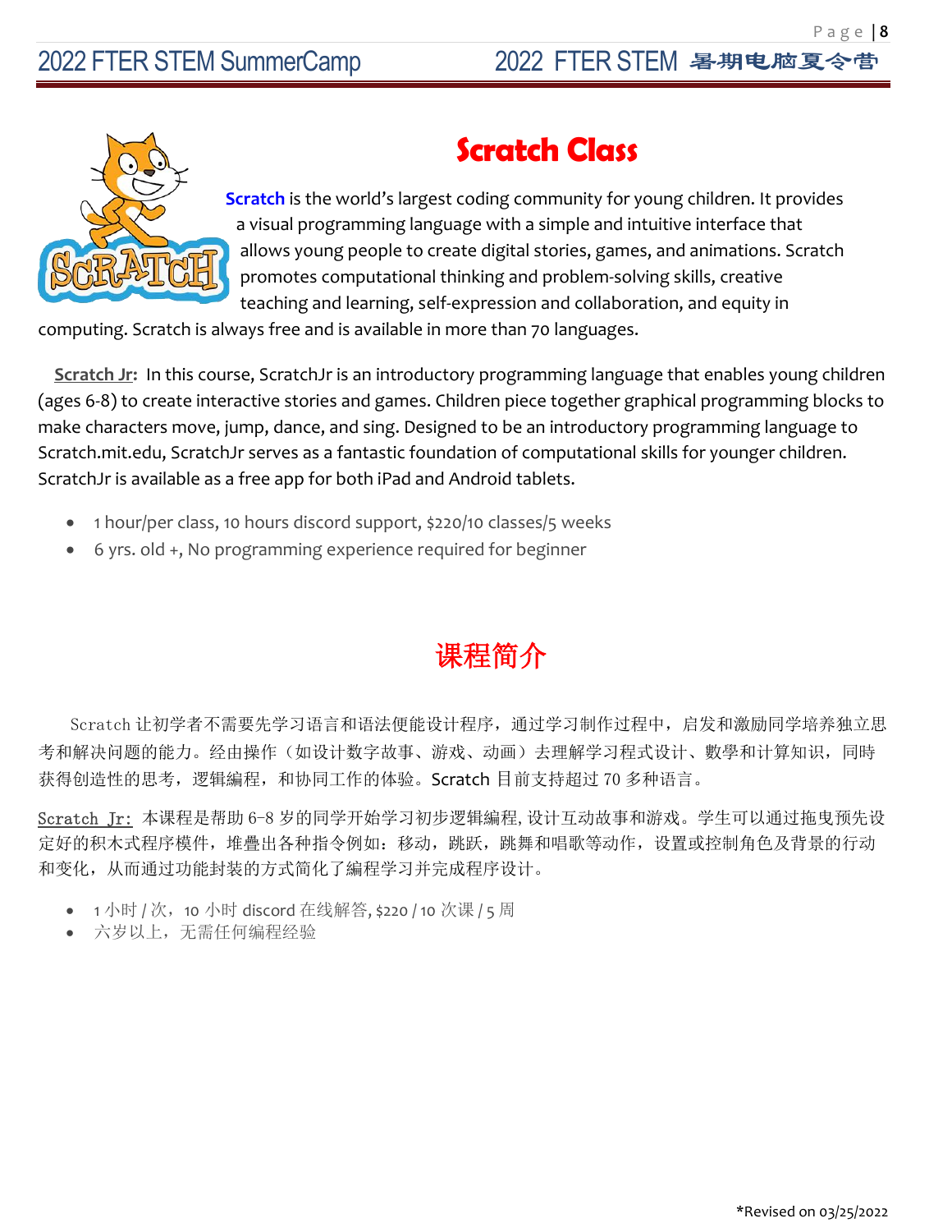# Scratch Class

**Scratch** is the world's largest coding community for young children. It provides a visual programming language with a simple and intuitive interface that allows young people to create digital stories, games, and animations. Scratch promotes computational thinking and problem-solving skills, creative teaching and learning, self-expression and collaboration, and equity in computing. Scratch is always free and is available in more than 70 languages.

**Scratch Jr:** In this course, ScratchJr is an introductory programming language that enables young children (ages 6-8) to create interactive stories and games. Children piece together graphical programming blocks to make characters move, jump, dance, and sing. Designed to be an introductory programming language to Scratch.mit.edu, ScratchJr serves as a fantastic foundation of computational skills for younger children. ScratchJr is available as a free app for both iPad and Android tablets.

- 1 hour/per class, 10 hours discord support, $220/10 classes/5 weeks
- 6 yrs. old +, No programming experience required for beginner

# 课程简介

Scratch 让初学者不需要先学习语言和语法便能设计程序，通过学习制作过程中，启发和激励同学培养独立思考和解决问题的能力。经由操作（如设计数字故事、游戏、动画）去理解学习程式设计、數學和计算知识，同時获得创造性的思考，逻辑編程，和协同工作的体验。Scratch 目前支持超过 70 多种语言。

Scratch Jr: 本课程是帮助 6-8 岁的同学开始学习初步逻辑編程, 设计互动故事和游戏。学生可以通过拖曳预先设定好的积木式程序模件，堆疊出各种指令例如：移动，跳跃，跳舞和唱歌等动作，设置或控制角色及背景的行动和变化，从而通过功能封装的方式简化了編程学习并完成程序设计。

- 1 小时 / 次，10 小时 discord 在线解答, $220 / 10 次课 / 5 周
- 六岁以上，无需任何编程经验

*Revised on 03/25/2022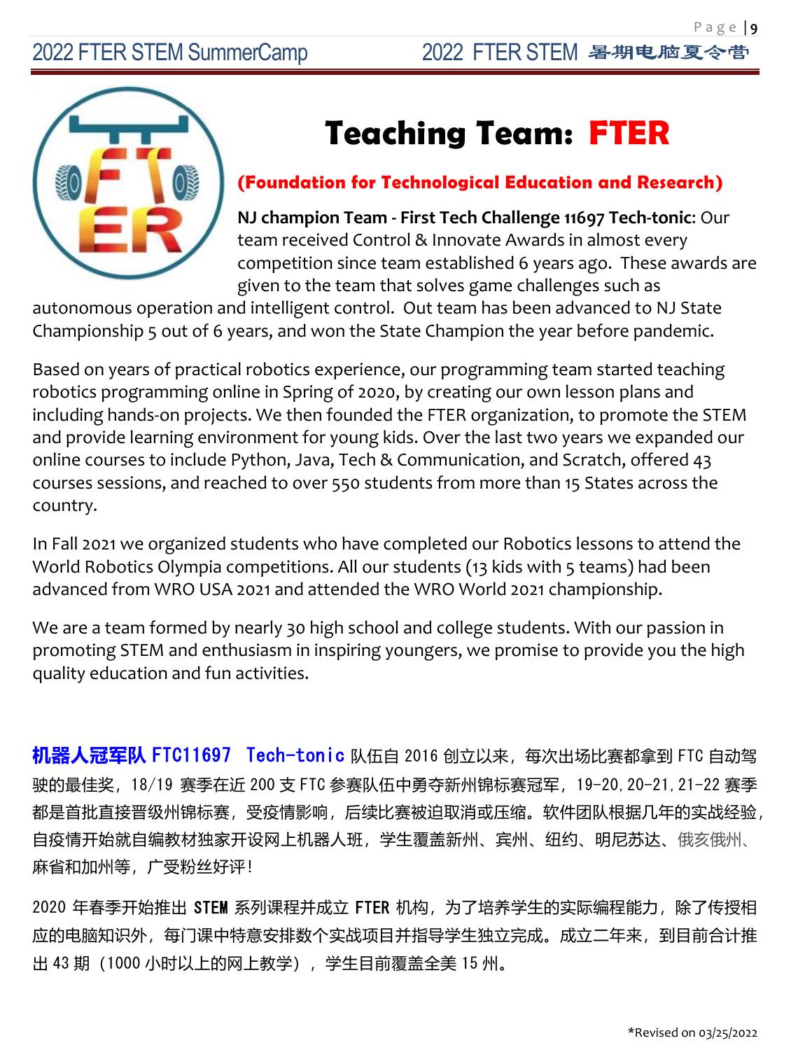# Teaching Team: FTER

**(Foundation for Technological Education and Research)**

**NJ champion Team - First Tech Challenge 11697 Tech-tonic**: Our team received Control & Innovate Awards in almost every competition since team established 6 years ago. These awards are given to the team that solves game challenges such as autonomous operation and intelligent control. Out team has been advanced to NJ State Championship 5 out of 6 years, and won the State Champion the year before pandemic.

Based on years of practical robotics experience, our programming team started teaching robotics programming online in Spring of 2020, by creating our own lesson plans and including hands-on projects. We then founded the FTER organization, to promote the STEM and provide learning environment for young kids. Over the last two years we expanded our online courses to include Python, Java, Tech & Communication, and Scratch, offered 43 courses sessions, and reached to over 550 students from more than 15 States across the country.

In Fall 2021 we organized students who have completed our Robotics lessons to attend the World Robotics Olympia competitions. All our students (13 kids with 5 teams) had been advanced from WRO USA 2021 and attended the WRO World 2021 championship.

We are a team formed by nearly 30 high school and college students. With our passion in promoting STEM and enthusiasm in inspiring youngers, we promise to provide you the high quality education and fun activities.

**机器人冠军队 FTC11697 Tech-tonic** 队伍自 2016 创立以来，每次出场比赛都拿到 FTC 自动驾驶的最佳奖，18/19 赛季在近 200 支 FTC 参赛队伍中勇夺新州锦标赛冠军，19-20, 20-21, 21-22 赛季都是首批直接晋级州锦标赛，受疫情影响，后续比赛被迫取消或压缩。软件团队根据几年的实战经验，自疫情开始就自编教材独家开设网上机器人班，学生覆盖新州、宾州、纽约、明尼苏达、俄亥俄州、麻省和加州等，广受粉丝好评！

2020 年春季开始推出 **STEM** 系列课程并成立 **FTER** 机构，为了培养学生的实际编程能力，除了传授相应的电脑知识外，每门课中特意安排数个实战项目并指导学生独立完成。成立二年来，到目前合计推出 43 期（1000 小时以上的网上教学），学生目前覆盖全美 15 州。

*Revised on 03/25/2022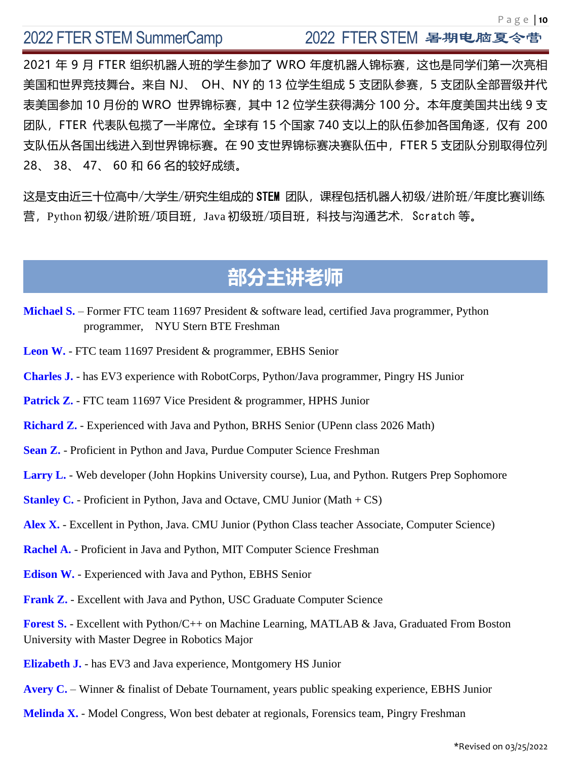2021 年 9 月 FTER 组织机器人班的学生参加了 WRO 年度机器人锦标赛，这也是同学们第一次亮相美国和世界竞技舞台。来自 NJ、 OH、NY 的 13 位学生组成 5 支团队参赛，5 支团队全部晋级并代表美国参加 10 月份的 WRO 世界锦标赛，其中 12 位学生获得满分 100 分。本年度美国共出线 9 支团队，FTER 代表队包揽了一半席位。全球有 15 个国家 740 支以上的队伍参加各国角逐，仅有 200 支队伍从各国出线进入到世界锦标赛。在 90 支世界锦标赛决赛队伍中，FTER 5 支团队分别取得位列 28、 38、 47、 60 和 66 名的较好成绩。

这是支由近三十位高中/大学生/研究生组成的 STEM 团队，课程包括机器人初级/进阶班/年度比赛训练营，Python 初级/进阶班/项目班，Java 初级班/项目班，科技与沟通艺术， Scratch 等。

## 部分主讲老师

**Michael S.** – Former FTC team 11697 President & software lead, certified Java programmer, Python programmer, NYU Stern BTE Freshman

**Leon W.** - FTC team 11697 President & programmer, EBHS Senior

**Charles J.** - has EV3 experience with RobotCorps, Python/Java programmer, Pingry HS Junior

**Patrick Z.** - FTC team 11697 Vice President & programmer, HPHS Junior

**Richard Z.** - Experienced with Java and Python, BRHS Senior (UPenn class 2026 Math)

**Sean Z.** - Proficient in Python and Java, Purdue Computer Science Freshman

**Larry L.** - Web developer (John Hopkins University course), Lua, and Python. Rutgers Prep Sophomore

**Stanley C.** - Proficient in Python, Java and Octave, CMU Junior (Math + CS)

**Alex X.** - Excellent in Python, Java. CMU Junior (Python Class teacher Associate, Computer Science)

**Rachel A.** - Proficient in Java and Python, MIT Computer Science Freshman

**Edison W.** - Experienced with Java and Python, EBHS Senior

**Frank Z.** - Excellent with Java and Python, USC Graduate Computer Science

**Forest S.** - Excellent with Python/C++ on Machine Learning, MATLAB & Java, Graduated From Boston University with Master Degree in Robotics Major

**Elizabeth J.** - has EV3 and Java experience, Montgomery HS Junior

**Avery C.** – Winner & finalist of Debate Tournament, years public speaking experience, EBHS Junior

**Melinda X.** - Model Congress, Won best debater at regionals, Forensics team, Pingry Freshman

*Revised on 03/25/2022